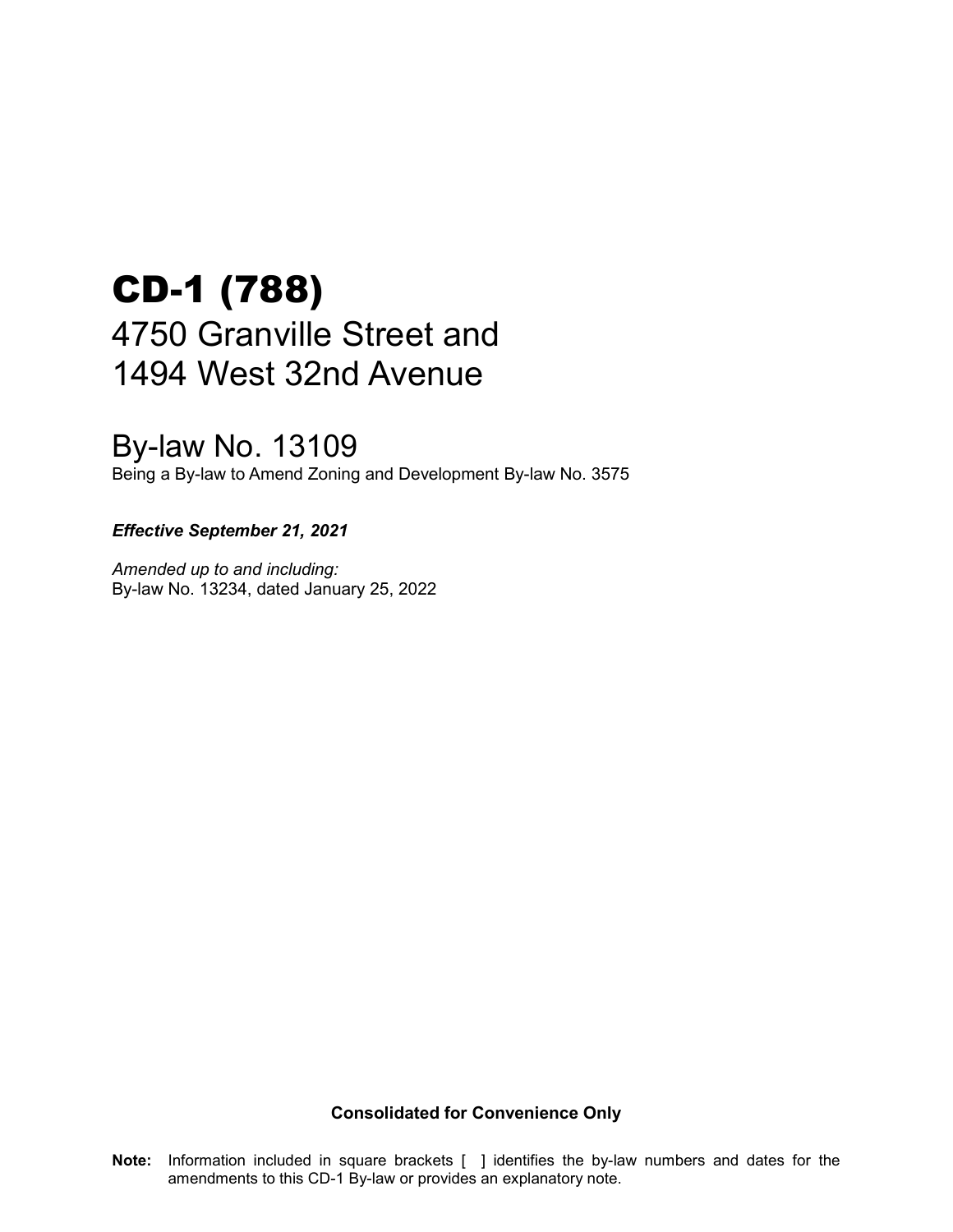# CD-1 (788)

## 4750 Granville Street and 1494 West 32nd Avenue

## By-law No. 13109

Being a By-law to Amend Zoning and Development By-law No. 3575

***Effective September 21, 2021***

*Amended up to and including:*
By-law No. 13234, dated January 25, 2022

**Consolidated for Convenience Only**

**Note:** Information included in square brackets [ ] identifies the by-law numbers and dates for the amendments to this CD-1 By-law or provides an explanatory note.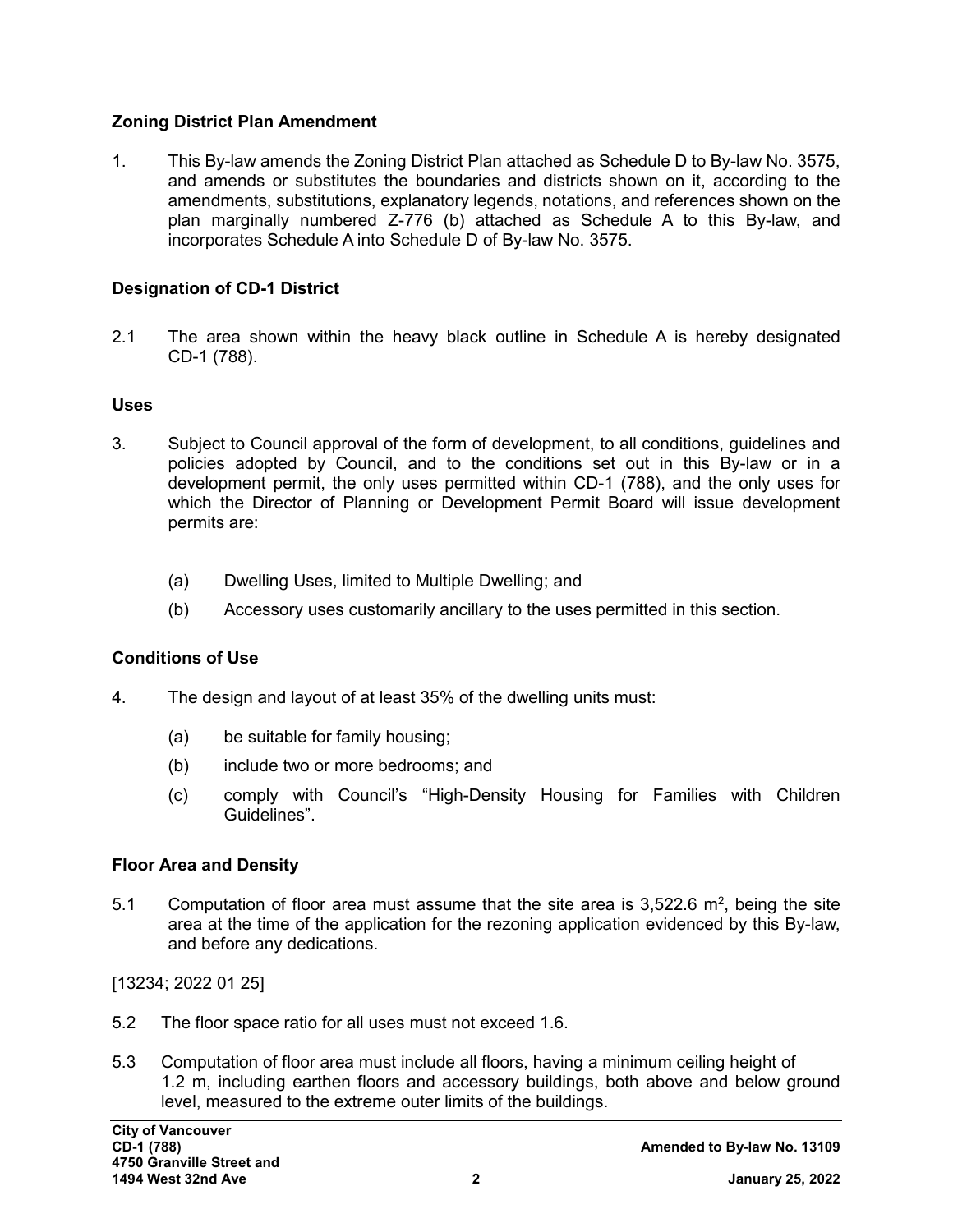**Zoning District Plan Amendment**

1. This By-law amends the Zoning District Plan attached as Schedule D to By-law No. 3575, and amends or substitutes the boundaries and districts shown on it, according to the amendments, substitutions, explanatory legends, notations, and references shown on the plan marginally numbered Z-776 (b) attached as Schedule A to this By-law, and incorporates Schedule A into Schedule D of By-law No. 3575.

**Designation of CD-1 District**

2.1 The area shown within the heavy black outline in Schedule A is hereby designated CD-1 (788).

**Uses**

3. Subject to Council approval of the form of development, to all conditions, guidelines and policies adopted by Council, and to the conditions set out in this By-law or in a development permit, the only uses permitted within CD-1 (788), and the only uses for which the Director of Planning or Development Permit Board will issue development permits are:

   (a) Dwelling Uses, limited to Multiple Dwelling; and

   (b) Accessory uses customarily ancillary to the uses permitted in this section.

**Conditions of Use**

4. The design and layout of at least 35% of the dwelling units must:

   (a) be suitable for family housing;

   (b) include two or more bedrooms; and

   (c) comply with Council's "High-Density Housing for Families with Children Guidelines".

**Floor Area and Density**

5.1 Computation of floor area must assume that the site area is 3,522.6 $m^2$, being the site area at the time of the application for the rezoning application evidenced by this By-law, and before any dedications.

[13234; 2022 01 25]

5.2 The floor space ratio for all uses must not exceed 1.6.

5.3 Computation of floor area must include all floors, having a minimum ceiling height of 1.2 m, including earthen floors and accessory buildings, both above and below ground level, measured to the extreme outer limits of the buildings.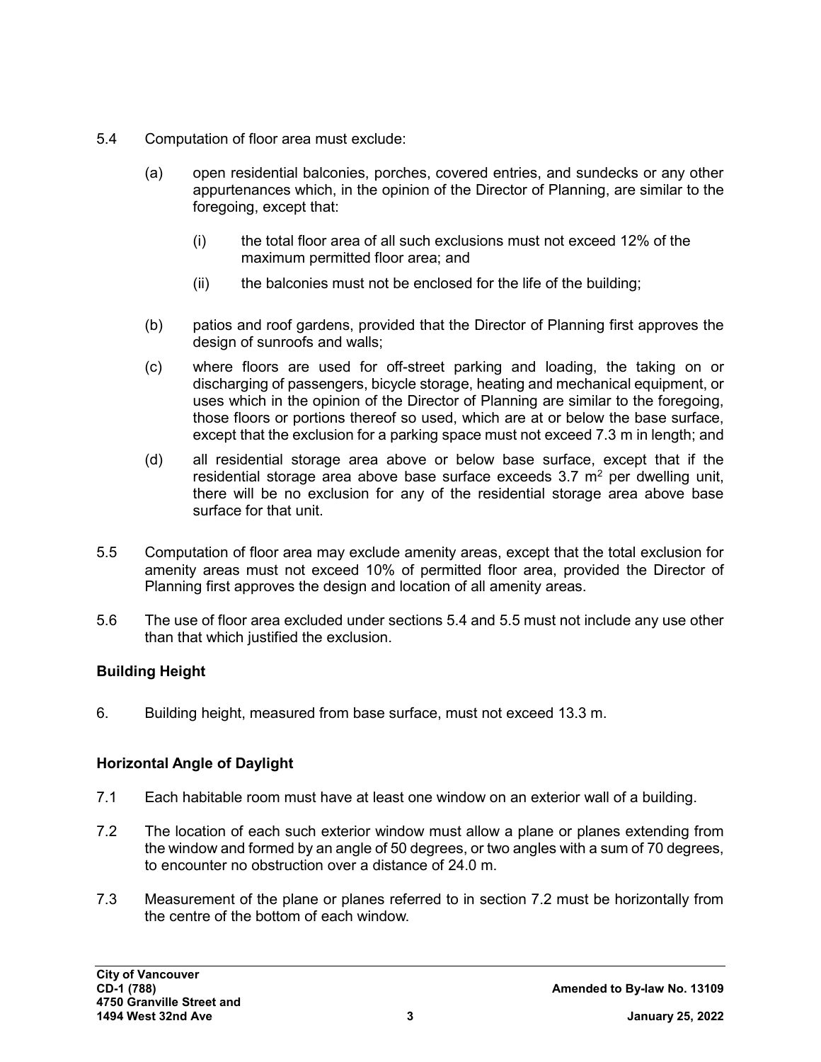5.4 Computation of floor area must exclude:

(a) open residential balconies, porches, covered entries, and sundecks or any other appurtenances which, in the opinion of the Director of Planning, are similar to the foregoing, except that:

(i) the total floor area of all such exclusions must not exceed 12% of the maximum permitted floor area; and

(ii) the balconies must not be enclosed for the life of the building;

(b) patios and roof gardens, provided that the Director of Planning first approves the design of sunroofs and walls;

(c) where floors are used for off-street parking and loading, the taking on or discharging of passengers, bicycle storage, heating and mechanical equipment, or uses which in the opinion of the Director of Planning are similar to the foregoing, those floors or portions thereof so used, which are at or below the base surface, except that the exclusion for a parking space must not exceed 7.3 m in length; and

(d) all residential storage area above or below base surface, except that if the residential storage area above base surface exceeds 3.7 $m^2$ per dwelling unit, there will be no exclusion for any of the residential storage area above base surface for that unit.

5.5 Computation of floor area may exclude amenity areas, except that the total exclusion for amenity areas must not exceed 10% of permitted floor area, provided the Director of Planning first approves the design and location of all amenity areas.

5.6 The use of floor area excluded under sections 5.4 and 5.5 must not include any use other than that which justified the exclusion.

**Building Height**

6. Building height, measured from base surface, must not exceed 13.3 m.

**Horizontal Angle of Daylight**

7.1 Each habitable room must have at least one window on an exterior wall of a building.

7.2 The location of each such exterior window must allow a plane or planes extending from the window and formed by an angle of 50 degrees, or two angles with a sum of 70 degrees, to encounter no obstruction over a distance of 24.0 m.

7.3 Measurement of the plane or planes referred to in section 7.2 must be horizontally from the centre of the bottom of each window.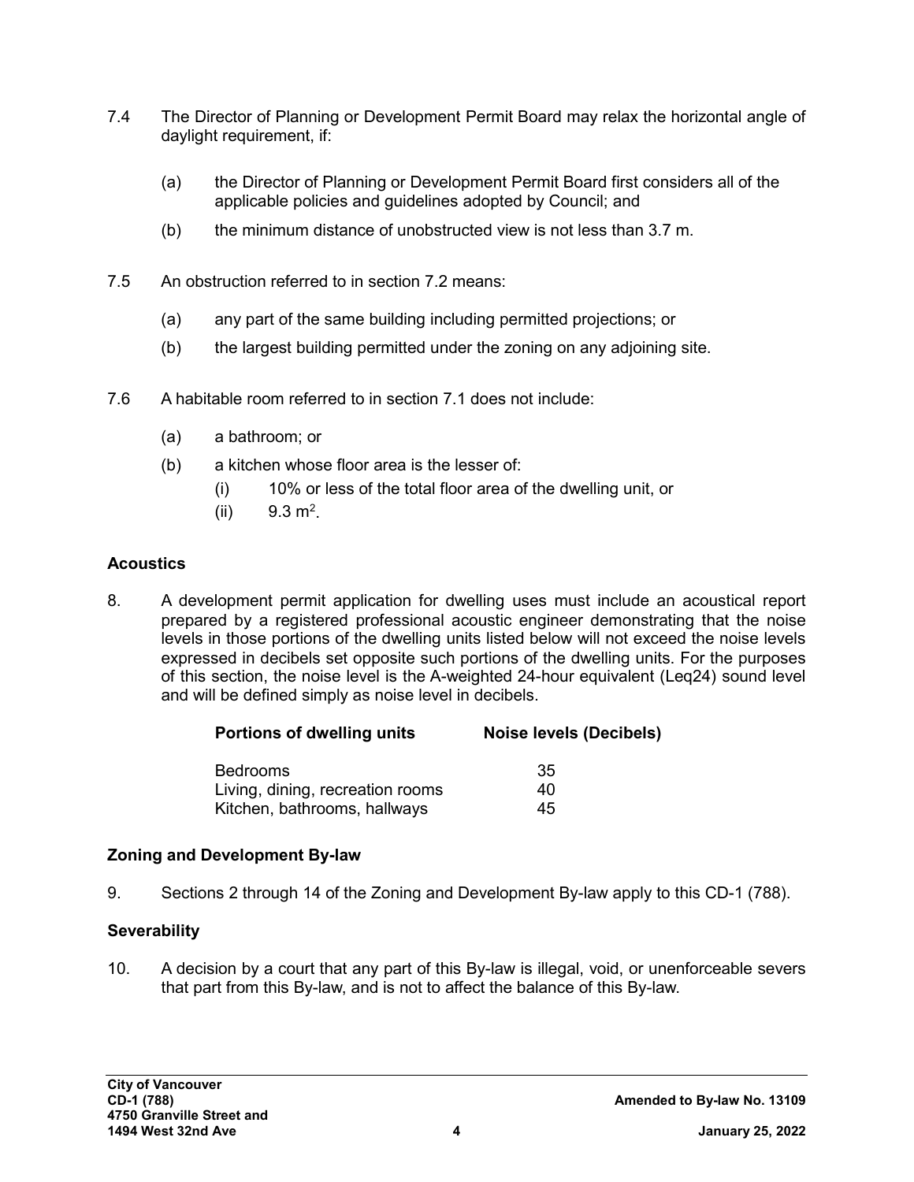7.4 The Director of Planning or Development Permit Board may relax the horizontal angle of daylight requirement, if:

(a) the Director of Planning or Development Permit Board first considers all of the applicable policies and guidelines adopted by Council; and

(b) the minimum distance of unobstructed view is not less than 3.7 m.

7.5 An obstruction referred to in section 7.2 means:

(a) any part of the same building including permitted projections; or

(b) the largest building permitted under the zoning on any adjoining site.

7.6 A habitable room referred to in section 7.1 does not include:

(a) a bathroom; or

(b) a kitchen whose floor area is the lesser of:

(i) 10% or less of the total floor area of the dwelling unit, or

(ii) 9.3 $m^2$.

**Acoustics**

8. A development permit application for dwelling uses must include an acoustical report prepared by a registered professional acoustic engineer demonstrating that the noise levels in those portions of the dwelling units listed below will not exceed the noise levels expressed in decibels set opposite such portions of the dwelling units. For the purposes of this section, the noise level is the A-weighted 24-hour equivalent (Leq24) sound level and will be defined simply as noise level in decibels.

| Portions of dwelling units | Noise levels (Decibels) |
|---|---|
| Bedrooms | 35 |
| Living, dining, recreation rooms | 40 |
| Kitchen, bathrooms, hallways | 45 |

**Zoning and Development By-law**

9. Sections 2 through 14 of the Zoning and Development By-law apply to this CD-1 (788).

**Severability**

10. A decision by a court that any part of this By-law is illegal, void, or unenforceable severs that part from this By-law, and is not to affect the balance of this By-law.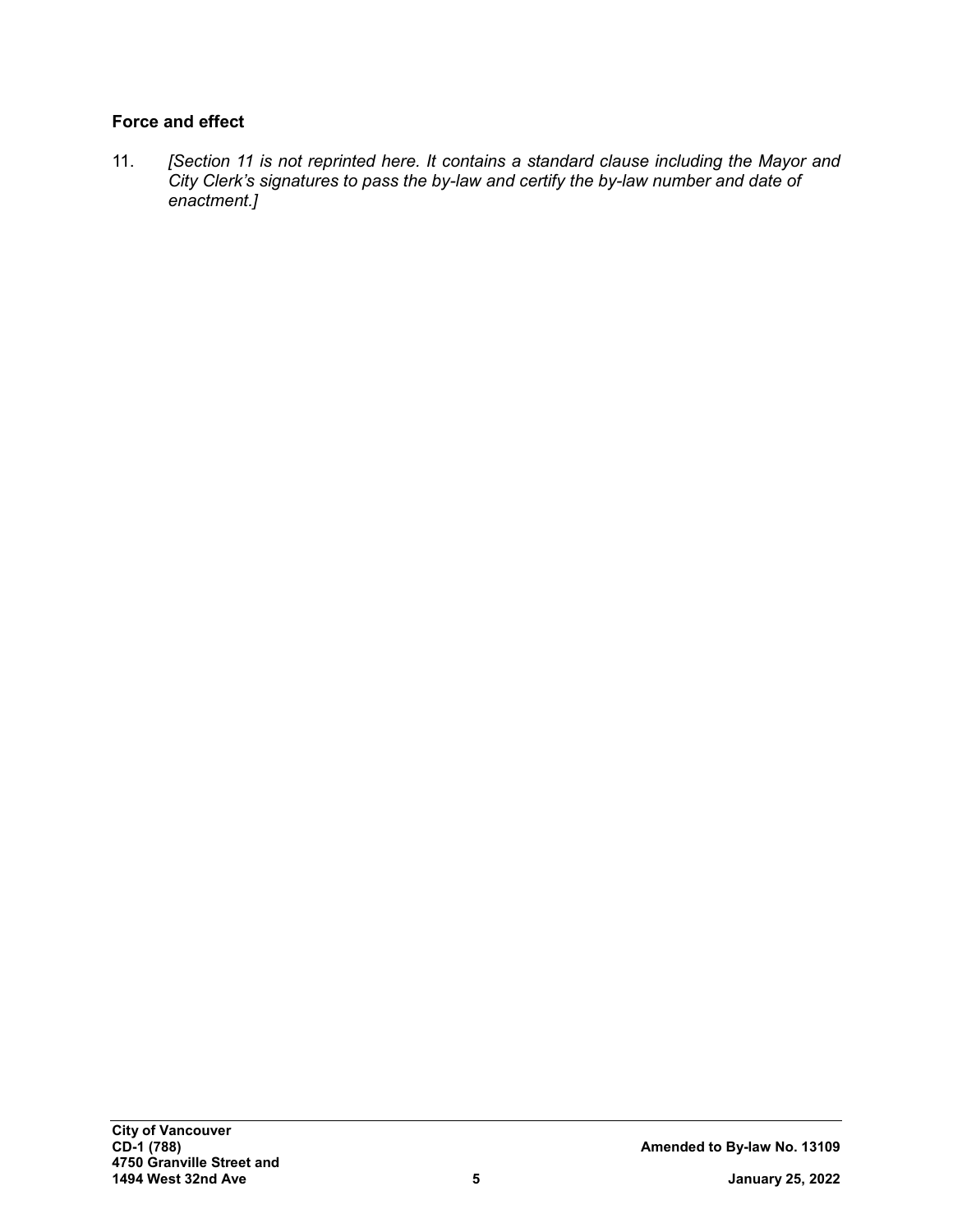## Force and effect

11. *[Section 11 is not reprinted here. It contains a standard clause including the Mayor and City Clerk's signatures to pass the by-law and certify the by-law number and date of enactment.]*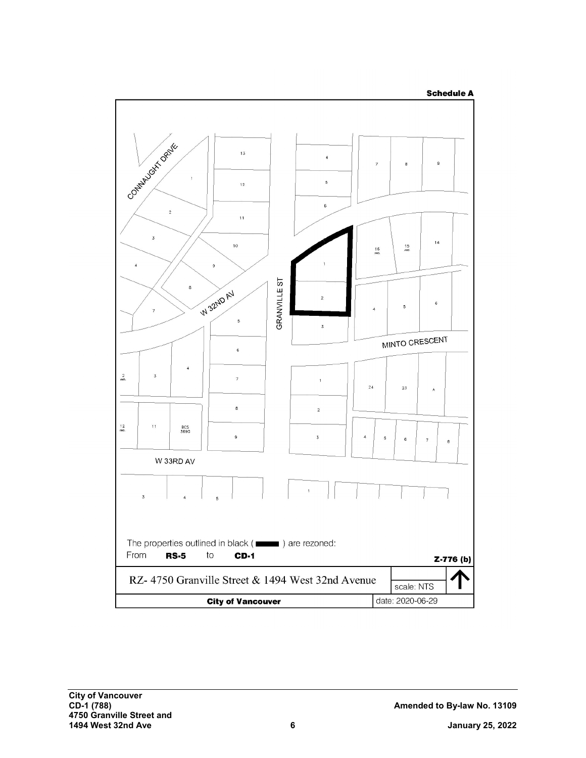**Schedule A**

CONNAUGHT DRIVE

W 32ND AV

GRANVILLE ST

MINTO CRESCENT

W 33RD AV

The properties outlined in black ( ▬ ) are rezoned:

From **RS-5** to **CD-1**

**Z-776 (b)**

RZ- 4750 Granville Street & 1494 West 32nd Avenue

scale: NTS

**City of Vancouver**

date: 2020-06-29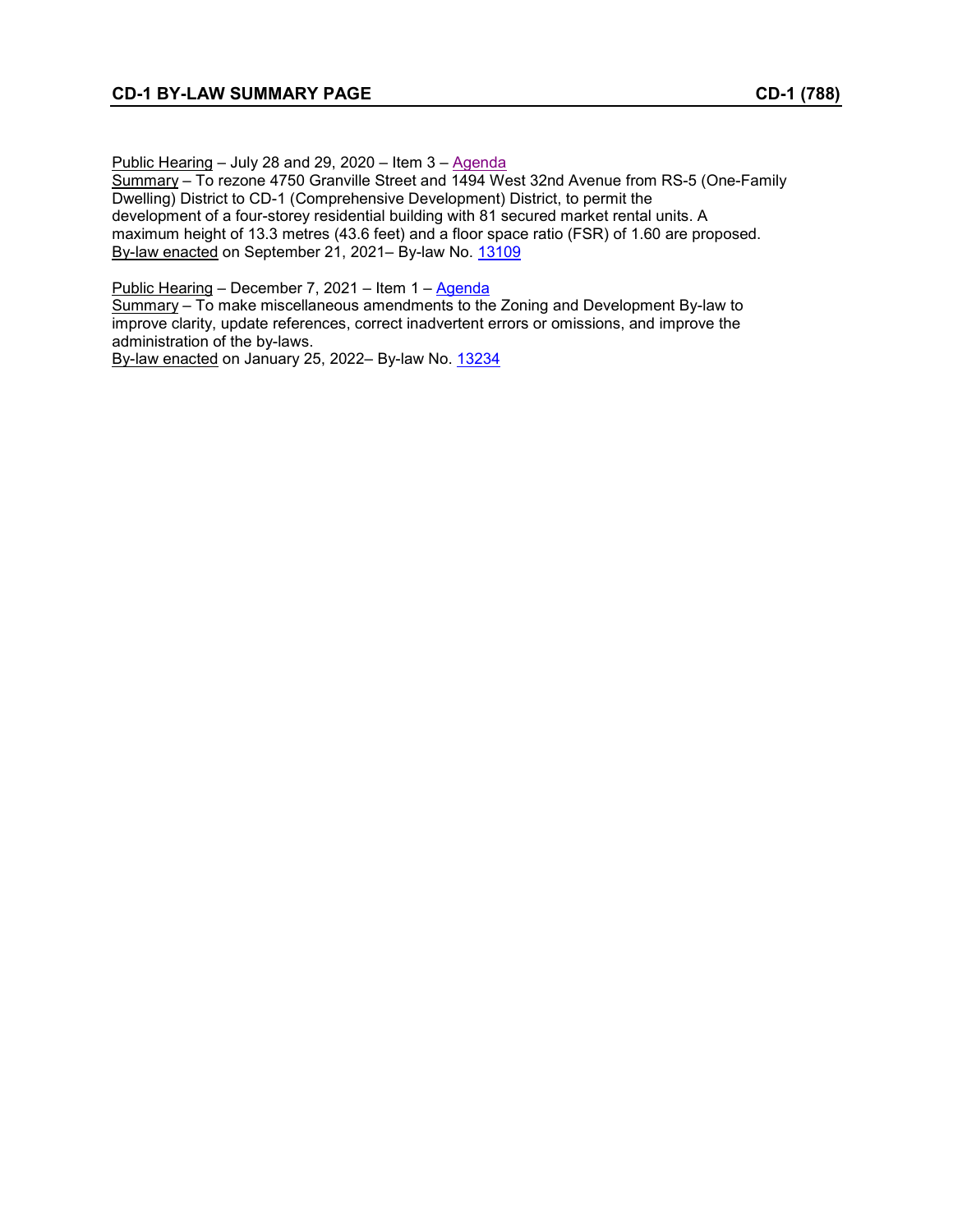Public Hearing – July 28 and 29, 2020 – Item 3 – Agenda
Summary – To rezone 4750 Granville Street and 1494 West 32nd Avenue from RS-5 (One-Family Dwelling) District to CD-1 (Comprehensive Development) District, to permit the development of a four-storey residential building with 81 secured market rental units. A maximum height of 13.3 metres (43.6 feet) and a floor space ratio (FSR) of 1.60 are proposed.
By-law enacted on September 21, 2021– By-law No. 13109

Public Hearing – December 7, 2021 – Item 1 – Agenda
Summary – To make miscellaneous amendments to the Zoning and Development By-law to improve clarity, update references, correct inadvertent errors or omissions, and improve the administration of the by-laws.
By-law enacted on January 25, 2022– By-law No. 13234